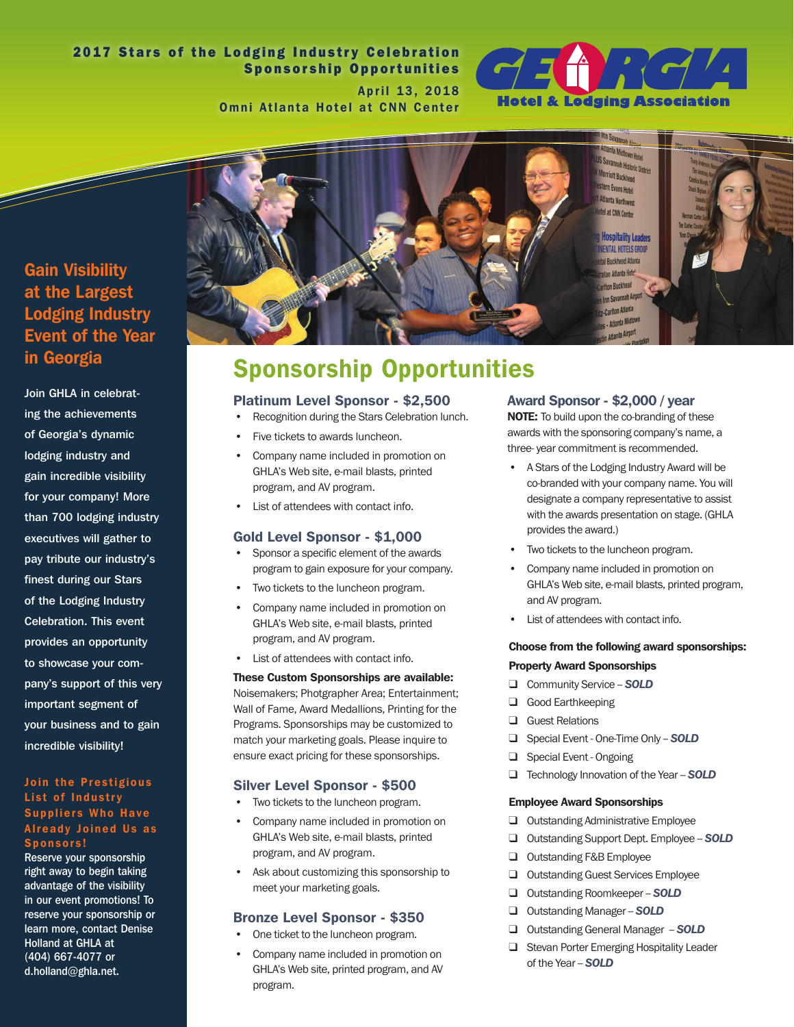# 2017 Stars of the Lodging Industry Celebration Sponsorship Opportunities

April 13, 2018
Omni Atlanta Hotel at CNN Center

**GEORGIA Hotel & Lodging Association**

## Gain Visibility at the Largest Lodging Industry Event of the Year in Georgia

Join GHLA in celebrating the achievements of Georgia's dynamic lodging industry and gain incredible visibility for your company! More than 700 lodging industry executives will gather to pay tribute our industry's finest during our Stars of the Lodging Industry Celebration. This event provides an opportunity to showcase your company's support of this very important segment of your business and to gain incredible visibility!

### Join the Prestigious List of Industry Suppliers Who Have Already Joined Us as Sponsors!

Reserve your sponsorship right away to begin taking advantage of the visibility in our event promotions! To reserve your sponsorship or learn more, contact Denise Holland at GHLA at (404) 667-4077 or d.holland@ghla.net.

## Sponsorship Opportunities

### Platinum Level Sponsor - $2,500

- Recognition during the Stars Celebration lunch.
- Five tickets to awards luncheon.
- Company name included in promotion on GHLA's Web site, e-mail blasts, printed program, and AV program.
- List of attendees with contact info.

### Gold Level Sponsor - $1,000

- Sponsor a specific element of the awards program to gain exposure for your company.
- Two tickets to the luncheon program.
- Company name included in promotion on GHLA's Web site, e-mail blasts, printed program, and AV program.
- List of attendees with contact info.

**These Custom Sponsorships are available:** Noisemakers; Photgrapher Area; Entertainment; Wall of Fame, Award Medallions, Printing for the Programs. Sponsorships may be customized to match your marketing goals. Please inquire to ensure exact pricing for these sponsorships.

### Silver Level Sponsor - $500

- Two tickets to the luncheon program.
- Company name included in promotion on GHLA's Web site, e-mail blasts, printed program, and AV program.
- Ask about customizing this sponsorship to meet your marketing goals.

### Bronze Level Sponsor - $350

- One ticket to the luncheon program.
- Company name included in promotion on GHLA's Web site, printed program, and AV program.

### Award Sponsor - $2,000 / year

**NOTE:** To build upon the co-branding of these awards with the sponsoring company's name, a three- year commitment is recommended.

- A Stars of the Lodging Industry Award will be co-branded with your company name. You will designate a company representative to assist with the awards presentation on stage. (GHLA provides the award.)
- Two tickets to the luncheon program.
- Company name included in promotion on GHLA's Web site, e-mail blasts, printed program, and AV program.
- List of attendees with contact info.

**Choose from the following award sponsorships:**

**Property Award Sponsorships**

- ❑ Community Service – ***SOLD***
- ❑ Good Earthkeeping
- ❑ Guest Relations
- ❑ Special Event - One-Time Only – ***SOLD***
- ❑ Special Event - Ongoing
- ❑ Technology Innovation of the Year – ***SOLD***

**Employee Award Sponsorships**

- ❑ Outstanding Administrative Employee
- ❑ Outstanding Support Dept. Employee – ***SOLD***
- ❑ Outstanding F&B Employee
- ❑ Outstanding Guest Services Employee
- ❑ Outstanding Roomkeeper – ***SOLD***
- ❑ Outstanding Manager – ***SOLD***
- ❑ Outstanding General Manager – ***SOLD***
- ❑ Stevan Porter Emerging Hospitality Leader of the Year – ***SOLD***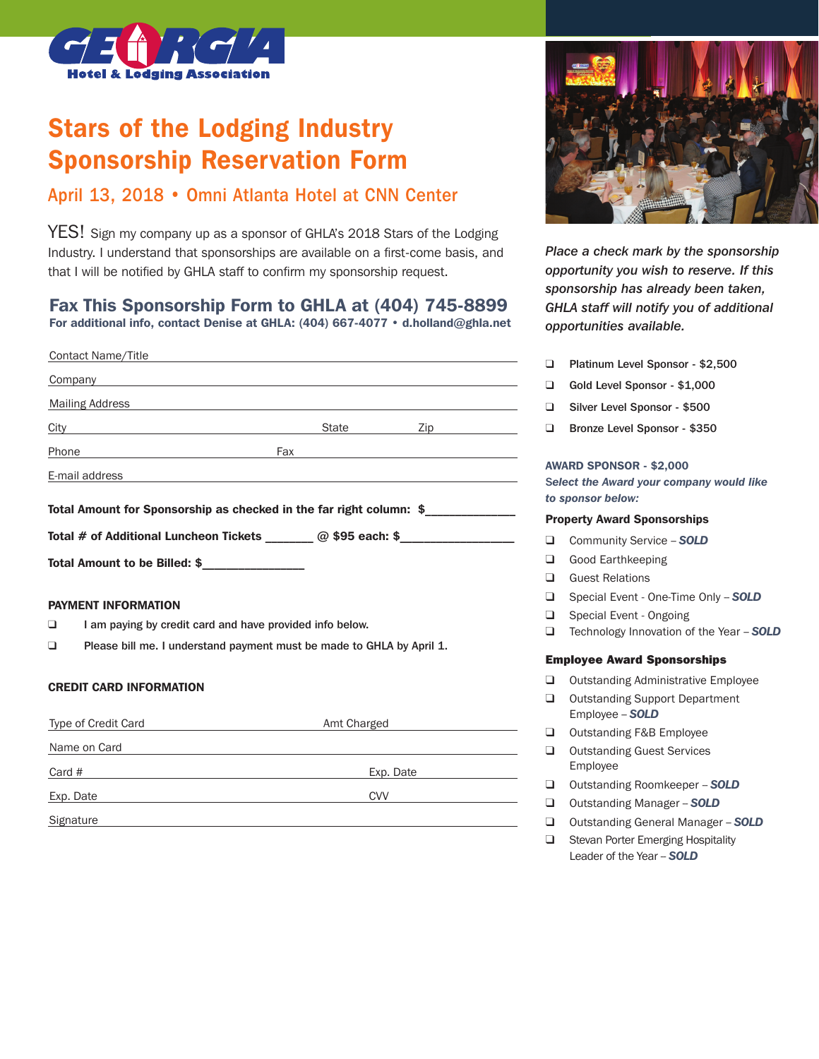GEORGIA Hotel & Lodging Association

# Stars of the Lodging Industry Sponsorship Reservation Form

## April 13, 2018 • Omni Atlanta Hotel at CNN Center

YES! Sign my company up as a sponsor of GHLA's 2018 Stars of the Lodging Industry. I understand that sponsorships are available on a first-come basis, and that I will be notified by GHLA staff to confirm my sponsorship request.

### Fax This Sponsorship Form to GHLA at (404) 745-8899

**For additional info, contact Denise at GHLA: (404) 667-4077 • d.holland@ghla.net**

Contact Name/Title ______________________________

Company ______________________________

Mailing Address ______________________________

City ______________ State ________ Zip ________

Phone ______________ Fax ______________

E-mail address ______________________________

**Total Amount for Sponsorship as checked in the far right column: $______________**

**Total # of Additional Luncheon Tickets _______ @ $95 each: $_________________**

**Total Amount to be Billed: $_______________**

**PAYMENT INFORMATION**

- ❑ I am paying by credit card and have provided info below.
- ❑ Please bill me. I understand payment must be made to GHLA by April 1.

**CREDIT CARD INFORMATION**

Type of Credit Card ______________ Amt Charged ______________

Name on Card ______________________________

Card # ______________ Exp. Date ______________

Exp. Date ______________ CVV ______________

Signature ______________________________

*Place a check mark by the sponsorship opportunity you wish to reserve. If this sponsorship has already been taken, GHLA staff will notify you of additional opportunities available.*

- ❑ **Platinum Level Sponsor - $2,500**
- ❑ **Gold Level Sponsor - $1,000**
- ❑ **Silver Level Sponsor - $500**
- ❑ **Bronze Level Sponsor - $350**

**AWARD SPONSOR - $2,000**

***Select the Award your company would like to sponsor below:***

**Property Award Sponsorships**

- ❑ Community Service – ***SOLD***
- ❑ Good Earthkeeping
- ❑ Guest Relations
- ❑ Special Event - One-Time Only – ***SOLD***
- ❑ Special Event - Ongoing
- ❑ Technology Innovation of the Year – ***SOLD***

**Employee Award Sponsorships**

- ❑ Outstanding Administrative Employee
- ❑ Outstanding Support Department Employee – ***SOLD***
- ❑ Outstanding F&B Employee
- ❑ Outstanding Guest Services Employee
- ❑ Outstanding Roomkeeper – ***SOLD***
- ❑ Outstanding Manager – ***SOLD***
- ❑ Outstanding General Manager – ***SOLD***
- ❑ Stevan Porter Emerging Hospitality Leader of the Year – ***SOLD***